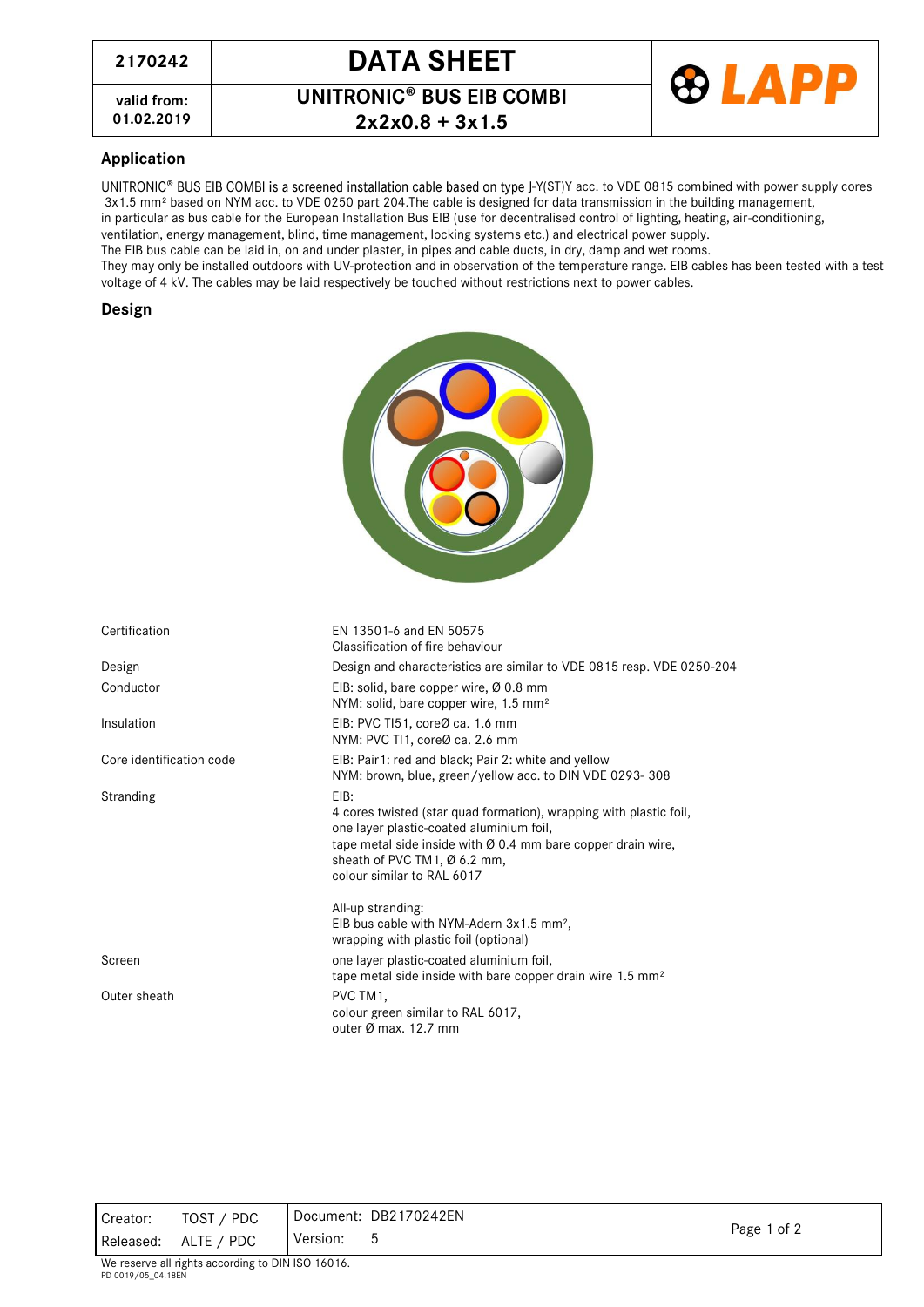| 2170242 | DATA SHEET |
|---|---|
| valid from: 01.02.2019 | UNITRONIC® BUS EIB COMBI 2x2x0.8 + 3x1.5 |

LAPP

## Application

UNITRONIC® BUS EIB COMBI is a screened installation cable based on type J-Y(ST)Y acc. to VDE 0815 combined with power supply cores 3x1.5 mm² based on NYM acc. to VDE 0250 part 204.The cable is designed for data transmission in the building management, in particular as bus cable for the European Installation Bus EIB (use for decentralised control of lighting, heating, air-conditioning, ventilation, energy management, blind, time management, locking systems etc.) and electrical power supply.
The EIB bus cable can be laid in, on and under plaster, in pipes and cable ducts, in dry, damp and wet rooms.
They may only be installed outdoors with UV-protection and in observation of the temperature range. EIB cables has been tested with a test voltage of 4 kV. The cables may be laid respectively be touched without restrictions next to power cables.

## Design

| | |
|---|---|
| Certification | EN 13501-6 and EN 50575<br>Classification of fire behaviour |
| Design | Design and characteristics are similar to VDE 0815 resp. VDE 0250-204 |
| Conductor | EIB: solid, bare copper wire, Ø 0.8 mm<br>NYM: solid, bare copper wire, 1.5 mm² |
| Insulation | EIB: PVC TI51, coreØ ca. 1.6 mm<br>NYM: PVC TI1, coreØ ca. 2.6 mm |
| Core identification code | EIB: Pair1: red and black; Pair 2: white and yellow<br>NYM: brown, blue, green/yellow acc. to DIN VDE 0293- 308 |
| Stranding | EIB:<br>4 cores twisted (star quad formation), wrapping with plastic foil,<br>one layer plastic-coated aluminium foil,<br>tape metal side inside with Ø 0.4 mm bare copper drain wire,<br>sheath of PVC TM1, Ø 6.2 mm,<br>colour similar to RAL 6017<br><br>All-up stranding:<br>EIB bus cable with NYM-Adern 3x1.5 mm²,<br>wrapping with plastic foil (optional) |
| Screen | one layer plastic-coated aluminium foil,<br>tape metal side inside with bare copper drain wire 1.5 mm² |
| Outer sheath | PVC TM1,<br>colour green similar to RAL 6017,<br>outer Ø max. 12.7 mm |

| | | | |
|---|---|---|---|
| Creator: | TOST / PDC | Document: | DB2170242EN |
| Released: | ALTE / PDC | Version: | 5 |

We reserve all rights according to DIN ISO 16016.
PD 0019/05_04.18EN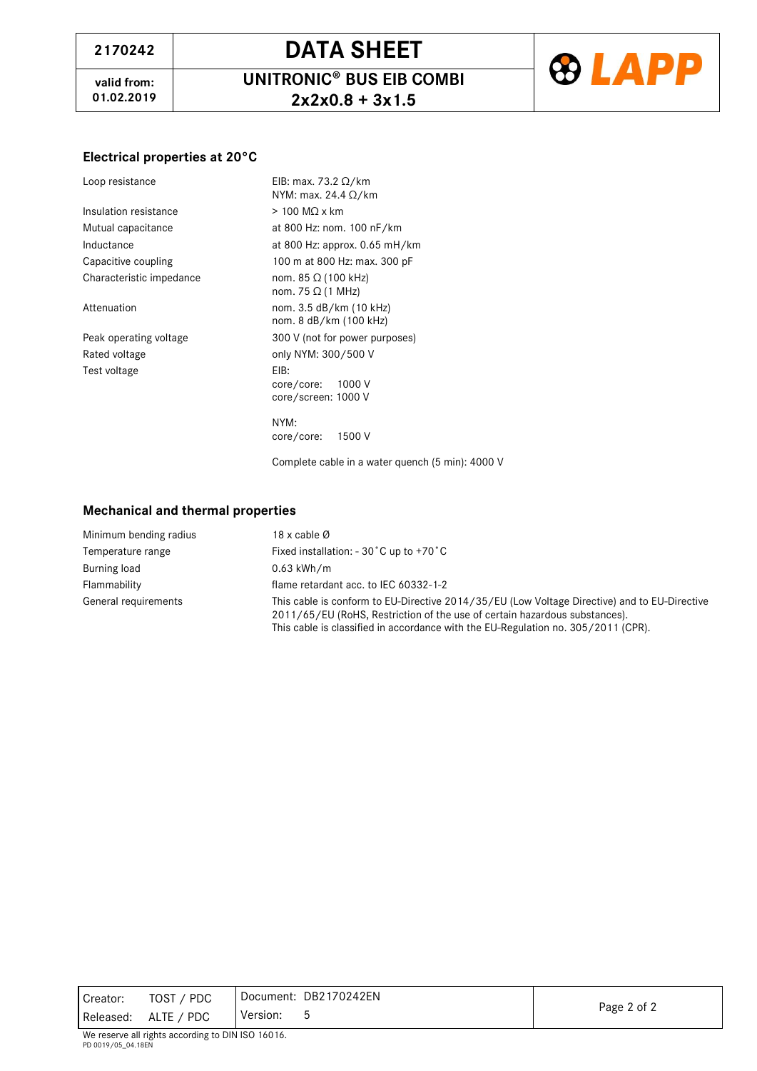## Electrical properties at 20°C

| | |
|---|---|
| Loop resistance | EIB: max. 73.2 Ω/km<br>NYM: max. 24.4 Ω/km |
| Insulation resistance | > 100 MΩ x km |
| Mutual capacitance | at 800 Hz: nom. 100 nF/km |
| Inductance | at 800 Hz: approx. 0.65 mH/km |
| Capacitive coupling | 100 m at 800 Hz: max. 300 pF |
| Characteristic impedance | nom. 85 Ω (100 kHz)<br>nom. 75 Ω (1 MHz) |
| Attenuation | nom. 3.5 dB/km (10 kHz)<br>nom. 8 dB/km (100 kHz) |
| Peak operating voltage | 300 V (not for power purposes) |
| Rated voltage | only NYM: 300/500 V |
| Test voltage | EIB:<br>core/core: 1000 V<br>core/screen: 1000 V<br><br>NYM:<br>core/core: 1500 V<br><br>Complete cable in a water quench (5 min): 4000 V |

## Mechanical and thermal properties

| | |
|---|---|
| Minimum bending radius | 18 x cable Ø |
| Temperature range | Fixed installation: - 30˚C up to +70˚C |
| Burning load | 0.63 kWh/m |
| Flammability | flame retardant acc. to IEC 60332-1-2 |
| General requirements | This cable is conform to EU-Directive 2014/35/EU (Low Voltage Directive) and to EU-Directive 2011/65/EU (RoHS, Restriction of the use of certain hazardous substances).<br>This cable is classified in accordance with the EU-Regulation no. 305/2011 (CPR). |